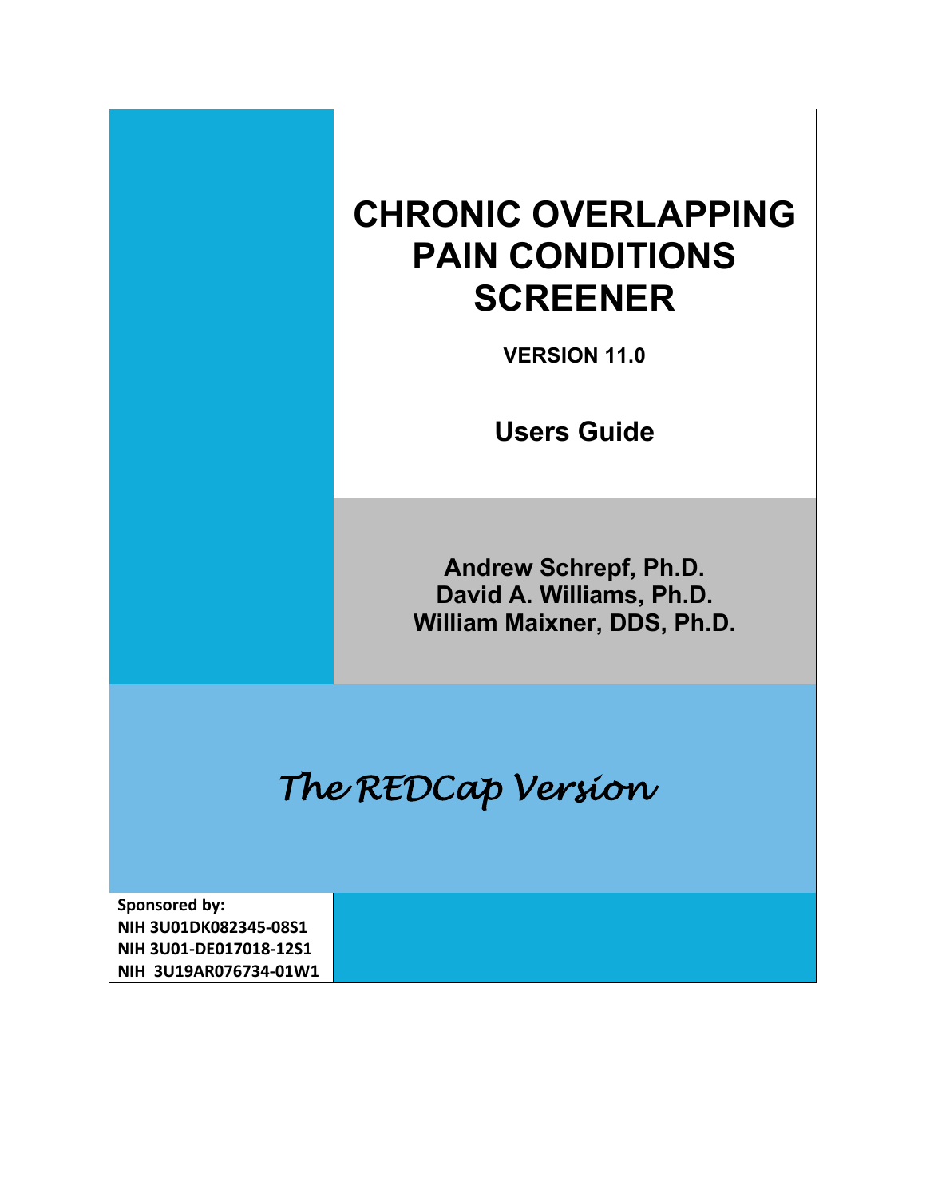# CHRONIC OVERLAPPING PAIN CONDITIONS SCREENER

**VERSION 11.0**

## Users Guide

**Andrew Schrepf, Ph.D.**
**David A. Williams, Ph.D.**
**William Maixner, DDS, Ph.D.**

*The REDCap Version*

**Sponsored by:**
**NIH 3U01DK082345-08S1**
**NIH 3U01-DE017018-12S1**
**NIH 3U19AR076734-01W1**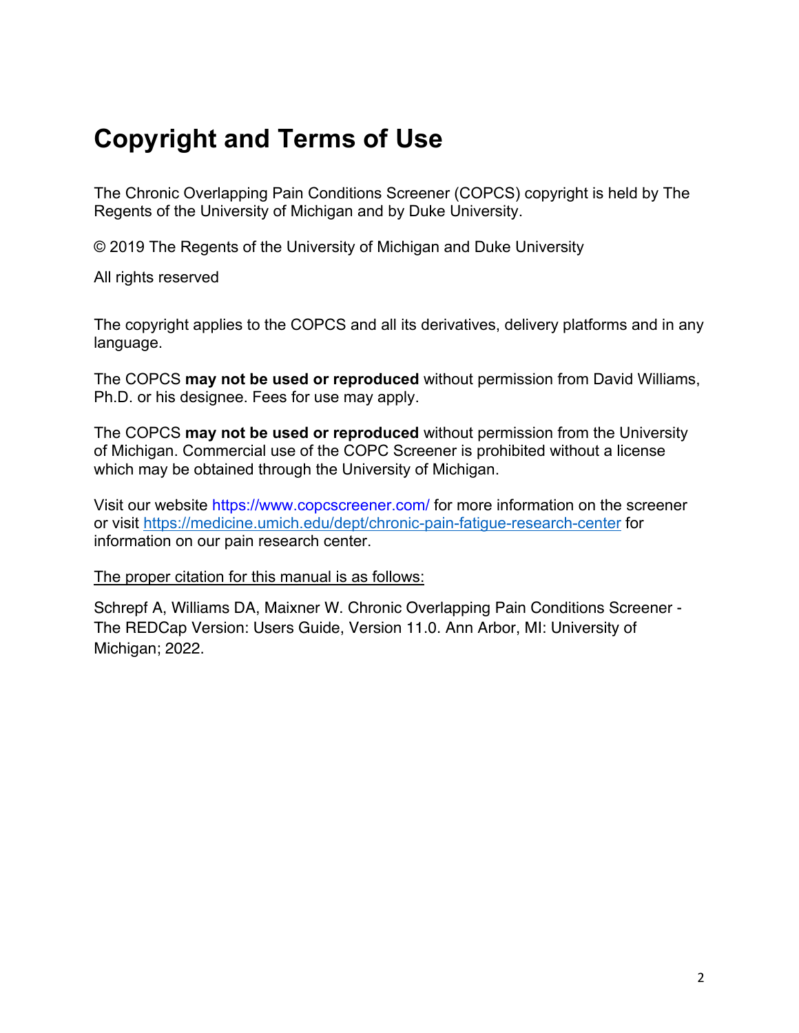# Copyright and Terms of Use

The Chronic Overlapping Pain Conditions Screener (COPCS) copyright is held by The Regents of the University of Michigan and by Duke University.

© 2019 The Regents of the University of Michigan and Duke University

All rights reserved

The copyright applies to the COPCS and all its derivatives, delivery platforms and in any language.

The COPCS **may not be used or reproduced** without permission from David Williams, Ph.D. or his designee. Fees for use may apply.

The COPCS **may not be used or reproduced** without permission from the University of Michigan. Commercial use of the COPC Screener is prohibited without a license which may be obtained through the University of Michigan.

Visit our website https://www.copcscreener.com/ for more information on the screener or visit https://medicine.umich.edu/dept/chronic-pain-fatigue-research-center for information on our pain research center.

<u>The proper citation for this manual is as follows:</u>

Schrepf A, Williams DA, Maixner W. Chronic Overlapping Pain Conditions Screener - The REDCap Version: Users Guide, Version 11.0. Ann Arbor, MI: University of Michigan; 2022.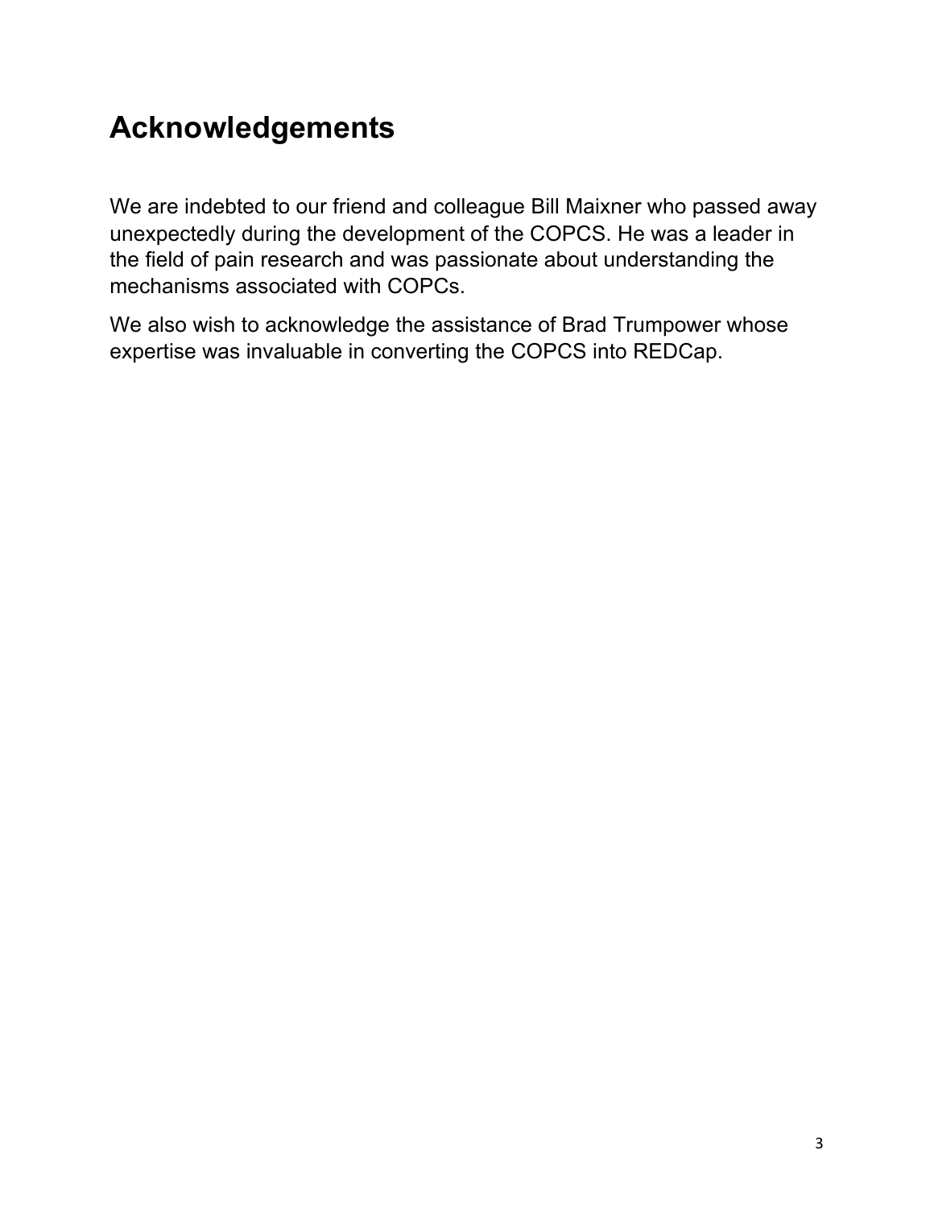# Acknowledgements

We are indebted to our friend and colleague Bill Maixner who passed away unexpectedly during the development of the COPCS. He was a leader in the field of pain research and was passionate about understanding the mechanisms associated with COPCs.

We also wish to acknowledge the assistance of Brad Trumpower whose expertise was invaluable in converting the COPCS into REDCap.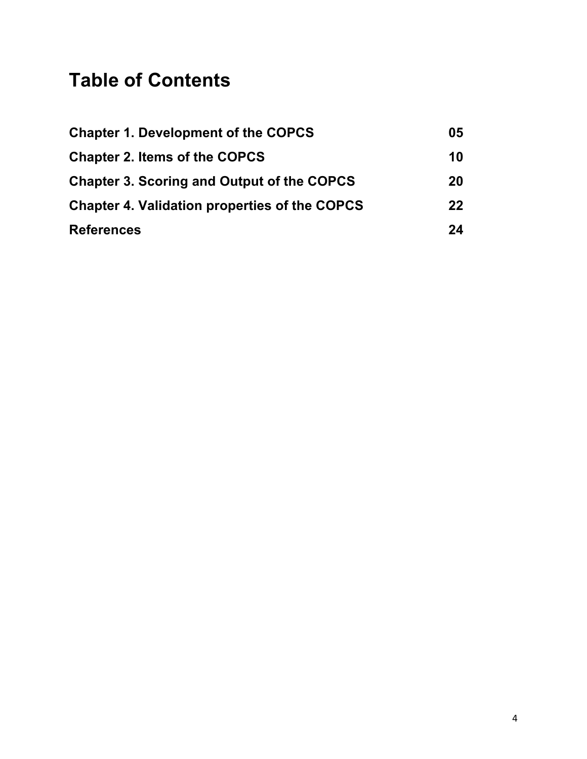# Table of Contents

| | |
|---|---|
| **Chapter 1. Development of the COPCS** | **05** |
| **Chapter 2. Items of the COPCS** | **10** |
| **Chapter 3. Scoring and Output of the COPCS** | **20** |
| **Chapter 4. Validation properties of the COPCS** | **22** |
| **References** | **24** |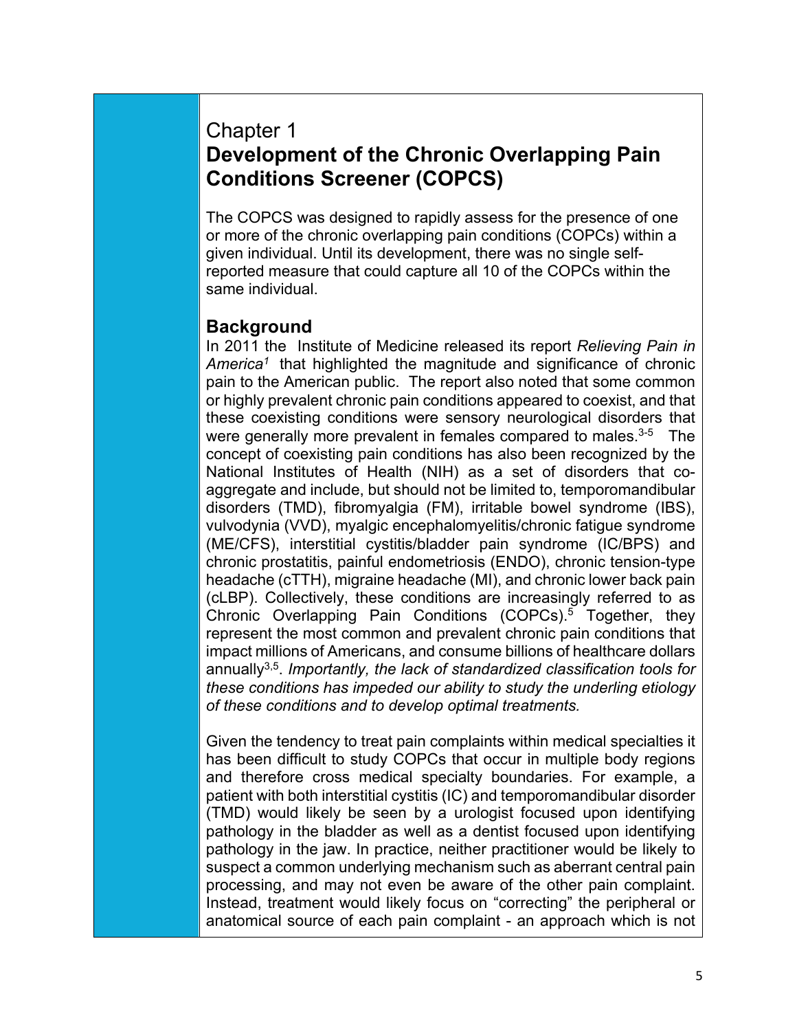Chapter 1

# Development of the Chronic Overlapping Pain Conditions Screener (COPCS)

The COPCS was designed to rapidly assess for the presence of one or more of the chronic overlapping pain conditions (COPCs) within a given individual. Until its development, there was no single self-reported measure that could capture all 10 of the COPCs within the same individual.

## Background

In 2011 the Institute of Medicine released its report *Relieving Pain in America*[1] that highlighted the magnitude and significance of chronic pain to the American public. The report also noted that some common or highly prevalent chronic pain conditions appeared to coexist, and that these coexisting conditions were sensory neurological disorders that were generally more prevalent in females compared to males.[3-5] The concept of coexisting pain conditions has also been recognized by the National Institutes of Health (NIH) as a set of disorders that co-aggregate and include, but should not be limited to, temporomandibular disorders (TMD), fibromyalgia (FM), irritable bowel syndrome (IBS), vulvodynia (VVD), myalgic encephalomyelitis/chronic fatigue syndrome (ME/CFS), interstitial cystitis/bladder pain syndrome (IC/BPS) and chronic prostatitis, painful endometriosis (ENDO), chronic tension-type headache (cTTH), migraine headache (MI), and chronic lower back pain (cLBP). Collectively, these conditions are increasingly referred to as Chronic Overlapping Pain Conditions (COPCs).[5] Together, they represent the most common and prevalent chronic pain conditions that impact millions of Americans, and consume billions of healthcare dollars annually[3,5]. *Importantly, the lack of standardized classification tools for these conditions has impeded our ability to study the underling etiology of these conditions and to develop optimal treatments.*

Given the tendency to treat pain complaints within medical specialties it has been difficult to study COPCs that occur in multiple body regions and therefore cross medical specialty boundaries. For example, a patient with both interstitial cystitis (IC) and temporomandibular disorder (TMD) would likely be seen by a urologist focused upon identifying pathology in the bladder as well as a dentist focused upon identifying pathology in the jaw. In practice, neither practitioner would be likely to suspect a common underlying mechanism such as aberrant central pain processing, and may not even be aware of the other pain complaint. Instead, treatment would likely focus on "correcting" the peripheral or anatomical source of each pain complaint - an approach which is not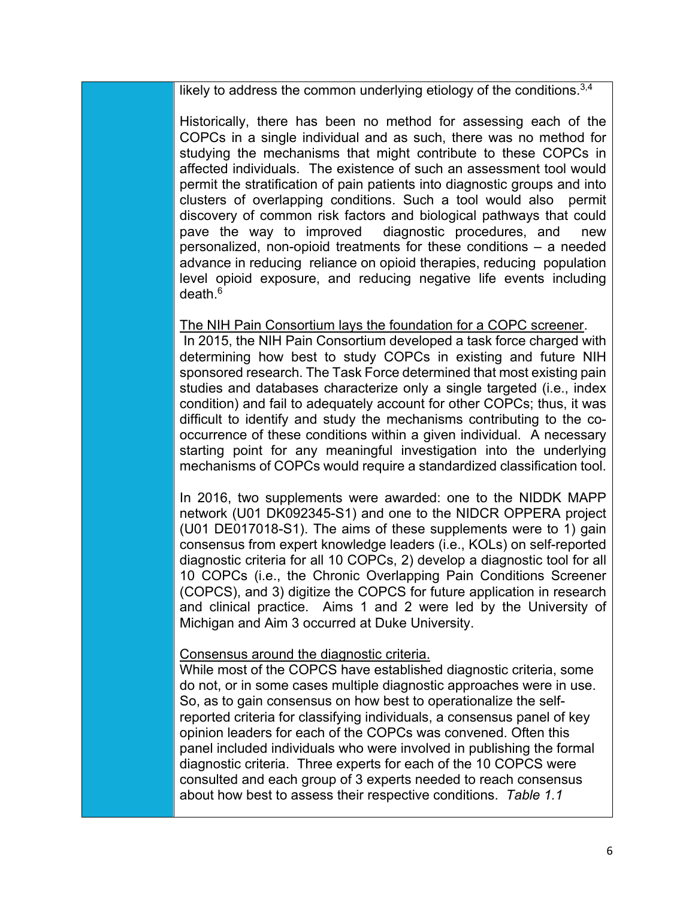likely to address the common underlying etiology of the conditions.[3,4]

Historically, there has been no method for assessing each of the COPCs in a single individual and as such, there was no method for studying the mechanisms that might contribute to these COPCs in affected individuals. The existence of such an assessment tool would permit the stratification of pain patients into diagnostic groups and into clusters of overlapping conditions. Such a tool would also permit discovery of common risk factors and biological pathways that could pave the way to improved diagnostic procedures, and new personalized, non-opioid treatments for these conditions – a needed advance in reducing reliance on opioid therapies, reducing population level opioid exposure, and reducing negative life events including death.[6]

The NIH Pain Consortium lays the foundation for a COPC screener.

In 2015, the NIH Pain Consortium developed a task force charged with determining how best to study COPCs in existing and future NIH sponsored research. The Task Force determined that most existing pain studies and databases characterize only a single targeted (i.e., index condition) and fail to adequately account for other COPCs; thus, it was difficult to identify and study the mechanisms contributing to the co-occurrence of these conditions within a given individual. A necessary starting point for any meaningful investigation into the underlying mechanisms of COPCs would require a standardized classification tool.

In 2016, two supplements were awarded: one to the NIDDK MAPP network (U01 DK092345-S1) and one to the NIDCR OPPERA project (U01 DE017018-S1). The aims of these supplements were to 1) gain consensus from expert knowledge leaders (i.e., KOLs) on self-reported diagnostic criteria for all 10 COPCs, 2) develop a diagnostic tool for all 10 COPCs (i.e., the Chronic Overlapping Pain Conditions Screener (COPCS), and 3) digitize the COPCS for future application in research and clinical practice. Aims 1 and 2 were led by the University of Michigan and Aim 3 occurred at Duke University.

Consensus around the diagnostic criteria.

While most of the COPCS have established diagnostic criteria, some do not, or in some cases multiple diagnostic approaches were in use. So, as to gain consensus on how best to operationalize the self-reported criteria for classifying individuals, a consensus panel of key opinion leaders for each of the COPCs was convened. Often this panel included individuals who were involved in publishing the formal diagnostic criteria. Three experts for each of the 10 COPCS were consulted and each group of 3 experts needed to reach consensus about how best to assess their respective conditions. *Table 1.1*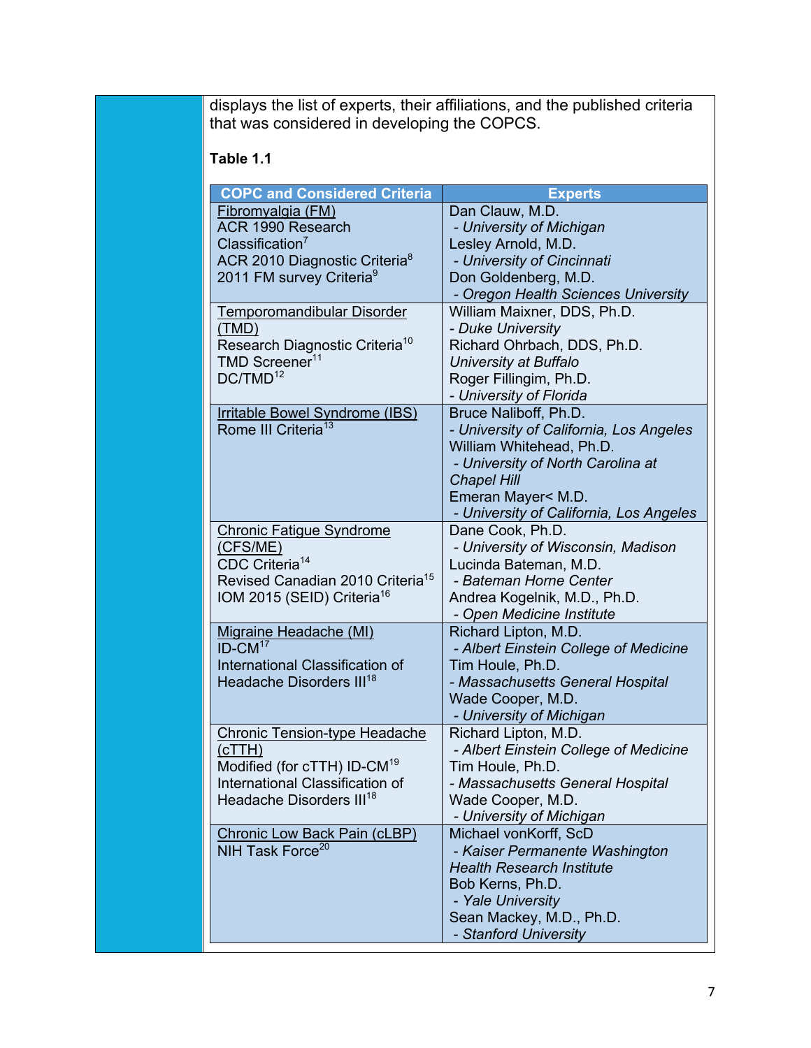displays the list of experts, their affiliations, and the published criteria that was considered in developing the COPCS.

**Table 1.1**

| COPC and Considered Criteria | Experts |
|---|---|
| Fibromyalgia (FM)<br>ACR 1990 Research Classification[7]<br>ACR 2010 Diagnostic Criteria[8]<br>2011 FM survey Criteria[9] | Dan Clauw, M.D.<br>*- University of Michigan*<br>Lesley Arnold, M.D.<br>*- University of Cincinnati*<br>Don Goldenberg, M.D.<br>*- Oregon Health Sciences University* |
| Temporomandibular Disorder (TMD)<br>Research Diagnostic Criteria[10]<br>TMD Screener[11]<br>DC/TMD[12] | William Maixner, DDS, Ph.D.<br>*- Duke University*<br>Richard Ohrbach, DDS, Ph.D.<br>*University at Buffalo*<br>Roger Fillingim, Ph.D.<br>*- University of Florida* |
| Irritable Bowel Syndrome (IBS)<br>Rome III Criteria[13] | Bruce Naliboff, Ph.D.<br>*- University of California, Los Angeles*<br>William Whitehead, Ph.D.<br>*- University of North Carolina at Chapel Hill*<br>Emeran Mayer< M.D.<br>*- University of California, Los Angeles* |
| Chronic Fatigue Syndrome (CFS/ME)<br>CDC Criteria[14]<br>Revised Canadian 2010 Criteria[15]<br>IOM 2015 (SEID) Criteria[16] | Dane Cook, Ph.D.<br>*- University of Wisconsin, Madison*<br>Lucinda Bateman, M.D.<br>*- Bateman Horne Center*<br>Andrea Kogelnik, M.D., Ph.D.<br>*- Open Medicine Institute* |
| Migraine Headache (MI)<br>ID-CM[17]<br>International Classification of Headache Disorders III[18] | Richard Lipton, M.D.<br>*- Albert Einstein College of Medicine*<br>Tim Houle, Ph.D.<br>*- Massachusetts General Hospital*<br>Wade Cooper, M.D.<br>*- University of Michigan* |
| Chronic Tension-type Headache (cTTH)<br>Modified (for cTTH) ID-CM[19]<br>International Classification of Headache Disorders III[18] | Richard Lipton, M.D.<br>*- Albert Einstein College of Medicine*<br>Tim Houle, Ph.D.<br>*- Massachusetts General Hospital*<br>Wade Cooper, M.D.<br>*- University of Michigan* |
| Chronic Low Back Pain (cLBP)<br>NIH Task Force[20] | Michael vonKorff, ScD<br>*- Kaiser Permanente Washington Health Research Institute*<br>Bob Kerns, Ph.D.<br>*- Yale University*<br>Sean Mackey, M.D., Ph.D.<br>*- Stanford University* |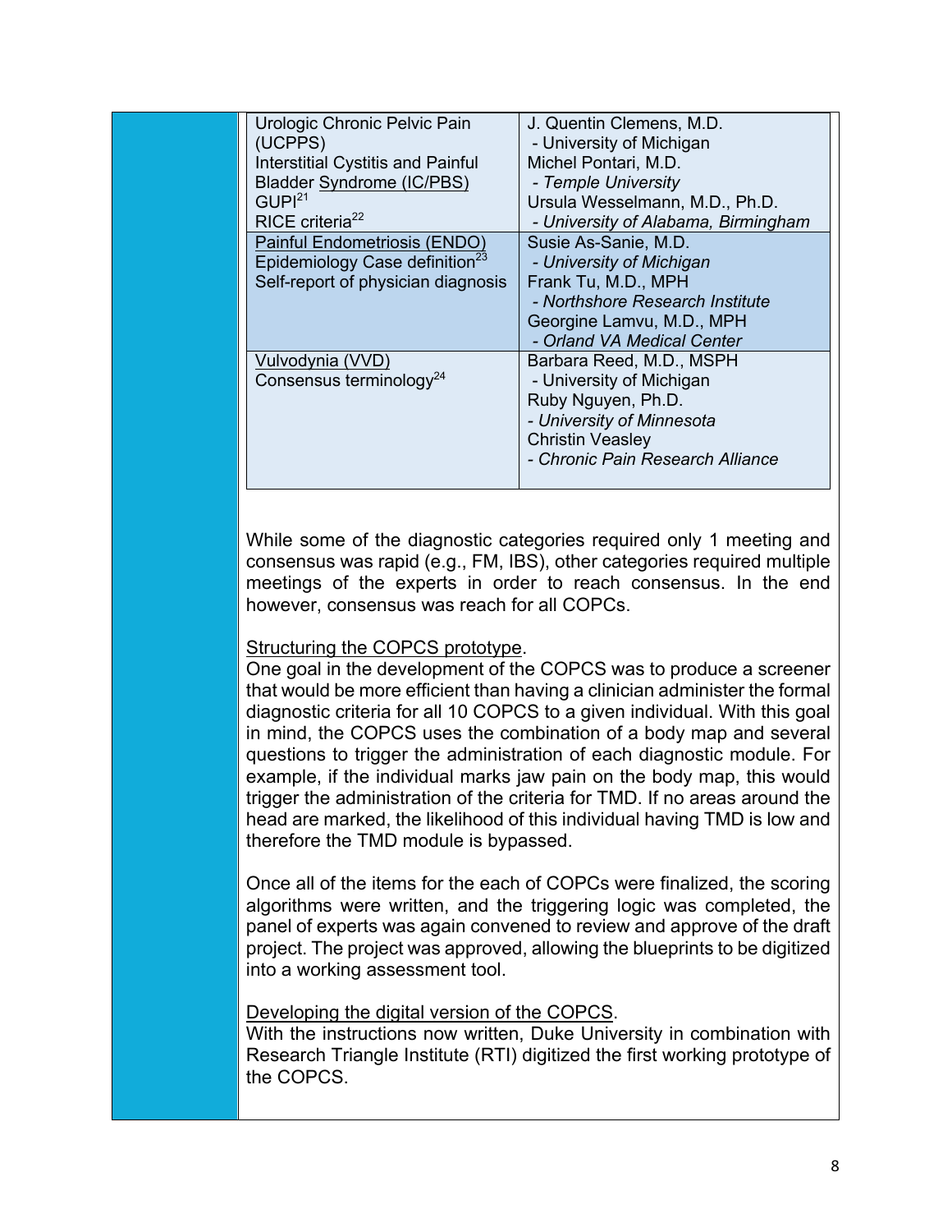| | |
|---|---|
| Urologic Chronic Pelvic Pain (UCPPS)<br>Interstitial Cystitis and Painful Bladder Syndrome (IC/PBS)<br>GUPI[21]<br>RICE criteria[22] | J. Quentin Clemens, M.D.<br>- University of Michigan<br>Michel Pontari, M.D.<br>*- Temple University*<br>Ursula Wesselmann, M.D., Ph.D.<br>*- University of Alabama, Birmingham* |
| Painful Endometriosis (ENDO)<br>Epidemiology Case definition[23]<br>Self-report of physician diagnosis | Susie As-Sanie, M.D.<br>*- University of Michigan*<br>Frank Tu, M.D., MPH<br>*- Northshore Research Institute*<br>Georgine Lamvu, M.D., MPH<br>*- Orland VA Medical Center* |
| Vulvodynia (VVD)<br>Consensus terminology[24] | Barbara Reed, M.D., MSPH<br>- University of Michigan<br>Ruby Nguyen, Ph.D.<br>*- University of Minnesota*<br>Christin Veasley<br>*- Chronic Pain Research Alliance* |

While some of the diagnostic categories required only 1 meeting and consensus was rapid (e.g., FM, IBS), other categories required multiple meetings of the experts in order to reach consensus. In the end however, consensus was reach for all COPCs.

Structuring the COPCS prototype.

One goal in the development of the COPCS was to produce a screener that would be more efficient than having a clinician administer the formal diagnostic criteria for all 10 COPCS to a given individual. With this goal in mind, the COPCS uses the combination of a body map and several questions to trigger the administration of each diagnostic module. For example, if the individual marks jaw pain on the body map, this would trigger the administration of the criteria for TMD. If no areas around the head are marked, the likelihood of this individual having TMD is low and therefore the TMD module is bypassed.

Once all of the items for the each of COPCs were finalized, the scoring algorithms were written, and the triggering logic was completed, the panel of experts was again convened to review and approve of the draft project. The project was approved, allowing the blueprints to be digitized into a working assessment tool.

Developing the digital version of the COPCS.

With the instructions now written, Duke University in combination with Research Triangle Institute (RTI) digitized the first working prototype of the COPCS.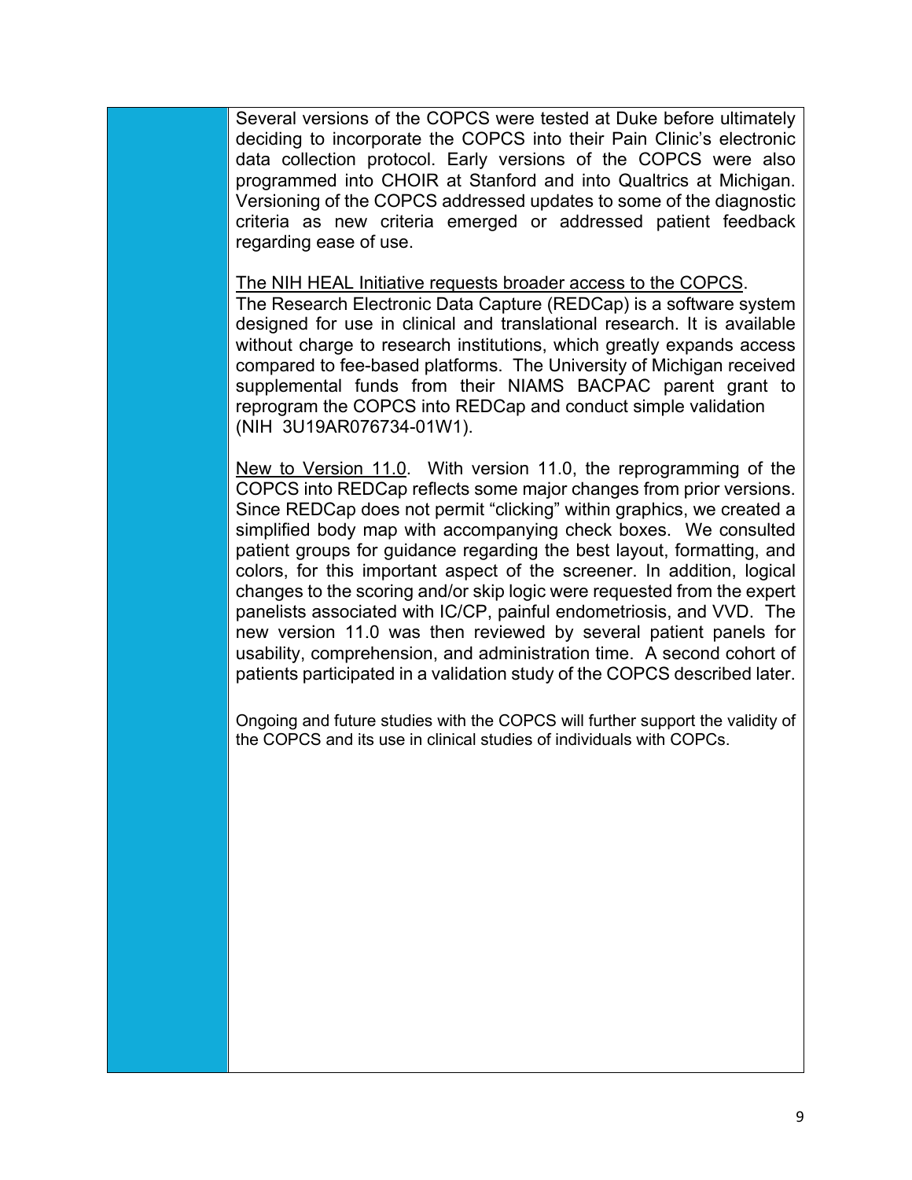Several versions of the COPCS were tested at Duke before ultimately deciding to incorporate the COPCS into their Pain Clinic's electronic data collection protocol. Early versions of the COPCS were also programmed into CHOIR at Stanford and into Qualtrics at Michigan. Versioning of the COPCS addressed updates to some of the diagnostic criteria as new criteria emerged or addressed patient feedback regarding ease of use.

<u>The NIH HEAL Initiative requests broader access to the COPCS</u>.
The Research Electronic Data Capture (REDCap) is a software system designed for use in clinical and translational research. It is available without charge to research institutions, which greatly expands access compared to fee-based platforms. The University of Michigan received supplemental funds from their NIAMS BACPAC parent grant to reprogram the COPCS into REDCap and conduct simple validation (NIH 3U19AR076734-01W1).

<u>New to Version 11.0</u>. With version 11.0, the reprogramming of the COPCS into REDCap reflects some major changes from prior versions. Since REDCap does not permit "clicking" within graphics, we created a simplified body map with accompanying check boxes. We consulted patient groups for guidance regarding the best layout, formatting, and colors, for this important aspect of the screener. In addition, logical changes to the scoring and/or skip logic were requested from the expert panelists associated with IC/CP, painful endometriosis, and VVD. The new version 11.0 was then reviewed by several patient panels for usability, comprehension, and administration time. A second cohort of patients participated in a validation study of the COPCS described later.

Ongoing and future studies with the COPCS will further support the validity of the COPCS and its use in clinical studies of individuals with COPCs.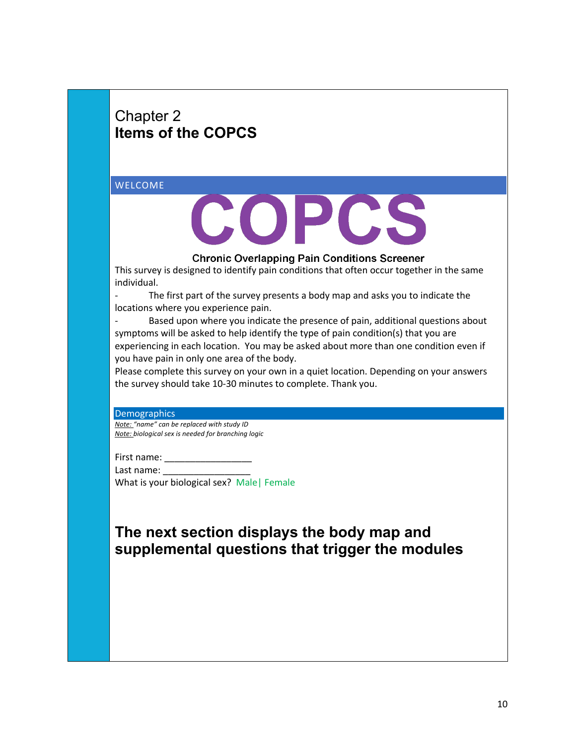# Chapter 2
# **Items of the COPCS**

## WELCOME

# COPCS

**Chronic Overlapping Pain Conditions Screener**

This survey is designed to identify pain conditions that often occur together in the same individual.

- The first part of the survey presents a body map and asks you to indicate the locations where you experience pain.
- Based upon where you indicate the presence of pain, additional questions about symptoms will be asked to help identify the type of pain condition(s) that you are experiencing in each location. You may be asked about more than one condition even if you have pain in only one area of the body.

Please complete this survey on your own in a quiet location. Depending on your answers the survey should take 10-30 minutes to complete. Thank you.

## Demographics

*Note: "name" can be replaced with study ID*
*Note: biological sex is needed for branching logic*

First name: _________________
Last name: _________________
What is your biological sex? Male| Female

## **The next section displays the body map and supplemental questions that trigger the modules**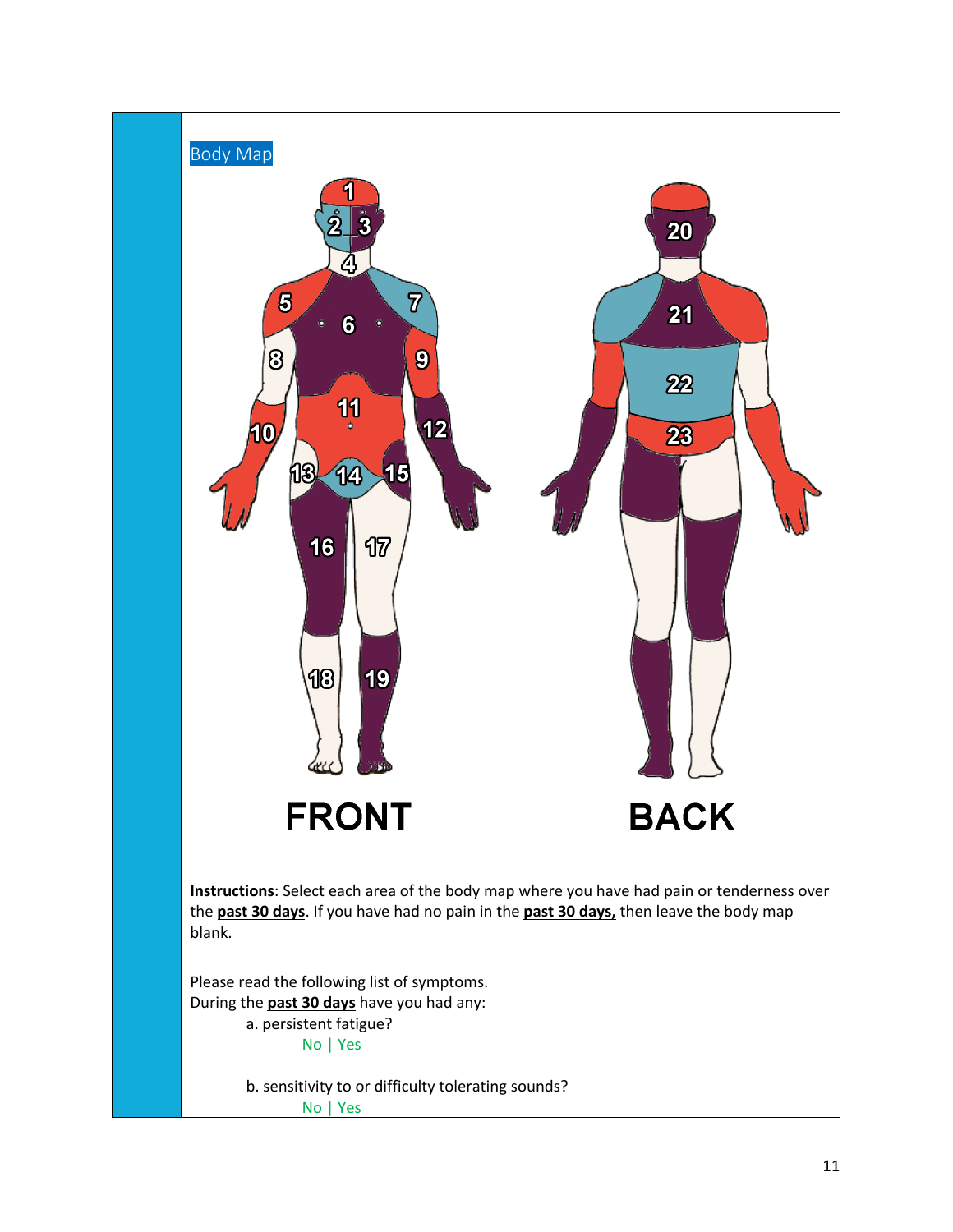Body Map

1 2 3 4 5 6 7 8 9 10 11 12 13 14 15 16 17 18 19

FRONT

20 21 22 23

BACK

---

**Instructions**: Select each area of the body map where you have had pain or tenderness over the **past 30 days**. If you have had no pain in the **past 30 days,** then leave the body map blank.

Please read the following list of symptoms.
During the **past 30 days** have you had any:

a. persistent fatigue?

No | Yes

b. sensitivity to or difficulty tolerating sounds?

No | Yes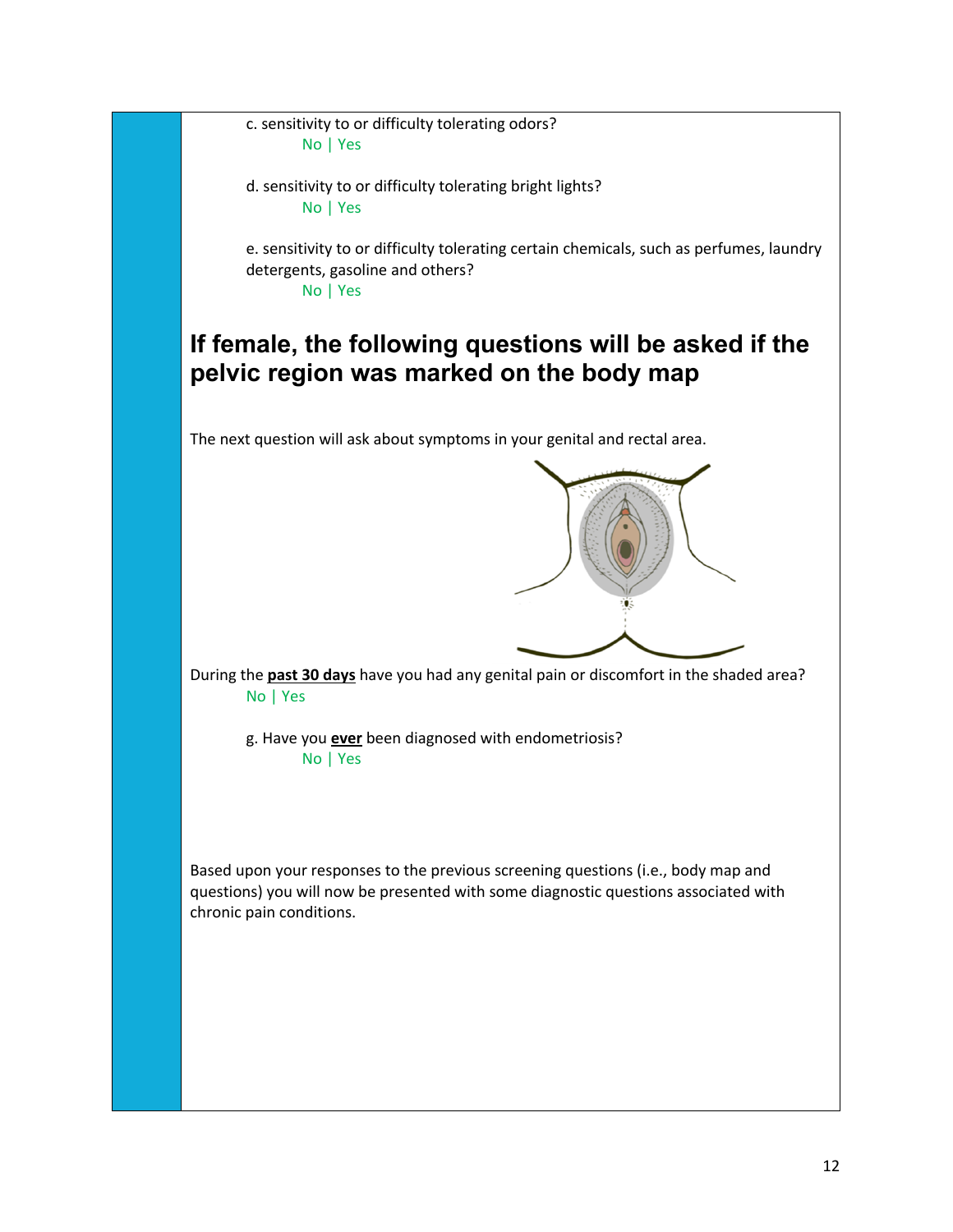c. sensitivity to or difficulty tolerating odors?

No | Yes

d. sensitivity to or difficulty tolerating bright lights?

No | Yes

e. sensitivity to or difficulty tolerating certain chemicals, such as perfumes, laundry detergents, gasoline and others?

No | Yes

## If female, the following questions will be asked if the pelvic region was marked on the body map

The next question will ask about symptoms in your genital and rectal area.

During the **past 30 days** have you had any genital pain or discomfort in the shaded area?

No | Yes

g. Have you **ever** been diagnosed with endometriosis?

No | Yes

Based upon your responses to the previous screening questions (i.e., body map and questions) you will now be presented with some diagnostic questions associated with chronic pain conditions.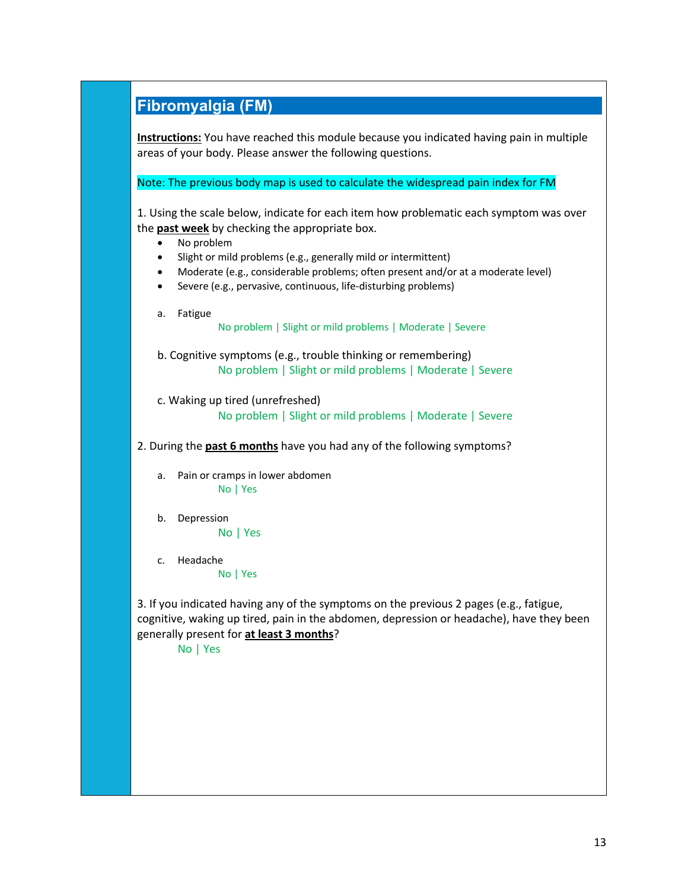## Fibromyalgia (FM)

**Instructions:** You have reached this module because you indicated having pain in multiple areas of your body. Please answer the following questions.

Note: The previous body map is used to calculate the widespread pain index for FM

1. Using the scale below, indicate for each item how problematic each symptom was over the **past week** by checking the appropriate box.
   - No problem
   - Slight or mild problems (e.g., generally mild or intermittent)
   - Moderate (e.g., considerable problems; often present and/or at a moderate level)
   - Severe (e.g., pervasive, continuous, life-disturbing problems)

   a. Fatigue
      No problem | Slight or mild problems | Moderate | Severe

   b. Cognitive symptoms (e.g., trouble thinking or remembering)
      No problem | Slight or mild problems | Moderate | Severe

   c. Waking up tired (unrefreshed)
      No problem | Slight or mild problems | Moderate | Severe

2. During the **past 6 months** have you had any of the following symptoms?

   a. Pain or cramps in lower abdomen
      No | Yes

   b. Depression
      No | Yes

   c. Headache
      No | Yes

3. If you indicated having any of the symptoms on the previous 2 pages (e.g., fatigue, cognitive, waking up tired, pain in the abdomen, depression or headache), have they been generally present for **at least 3 months**?
   No | Yes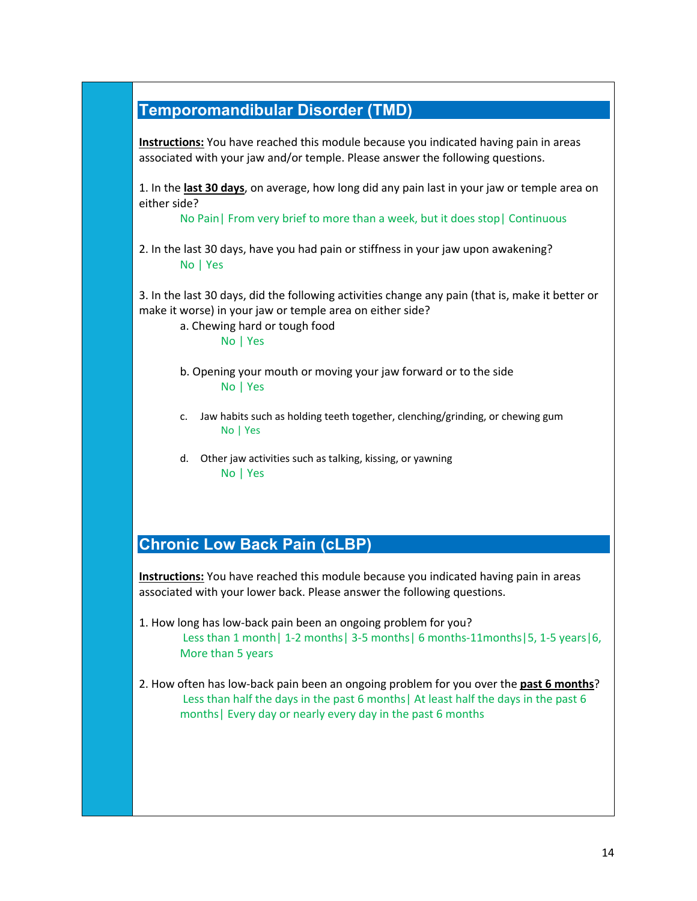## Temporomandibular Disorder (TMD)

**Instructions:** You have reached this module because you indicated having pain in areas associated with your jaw and/or temple. Please answer the following questions.

1. In the **last 30 days**, on average, how long did any pain last in your jaw or temple area on either side?
   No Pain| From very brief to more than a week, but it does stop| Continuous

2. In the last 30 days, have you had pain or stiffness in your jaw upon awakening?
   No | Yes

3. In the last 30 days, did the following activities change any pain (that is, make it better or make it worse) in your jaw or temple area on either side?
   a. Chewing hard or tough food
      No | Yes

   b. Opening your mouth or moving your jaw forward or to the side
      No | Yes

   c. Jaw habits such as holding teeth together, clenching/grinding, or chewing gum
      No | Yes

   d. Other jaw activities such as talking, kissing, or yawning
      No | Yes

## Chronic Low Back Pain (cLBP)

**Instructions:** You have reached this module because you indicated having pain in areas associated with your lower back. Please answer the following questions.

1. How long has low-back pain been an ongoing problem for you?
   Less than 1 month| 1-2 months| 3-5 months| 6 months-11months|5, 1-5 years|6, More than 5 years

2. How often has low-back pain been an ongoing problem for you over the **past 6 months**?
   Less than half the days in the past 6 months| At least half the days in the past 6 months| Every day or nearly every day in the past 6 months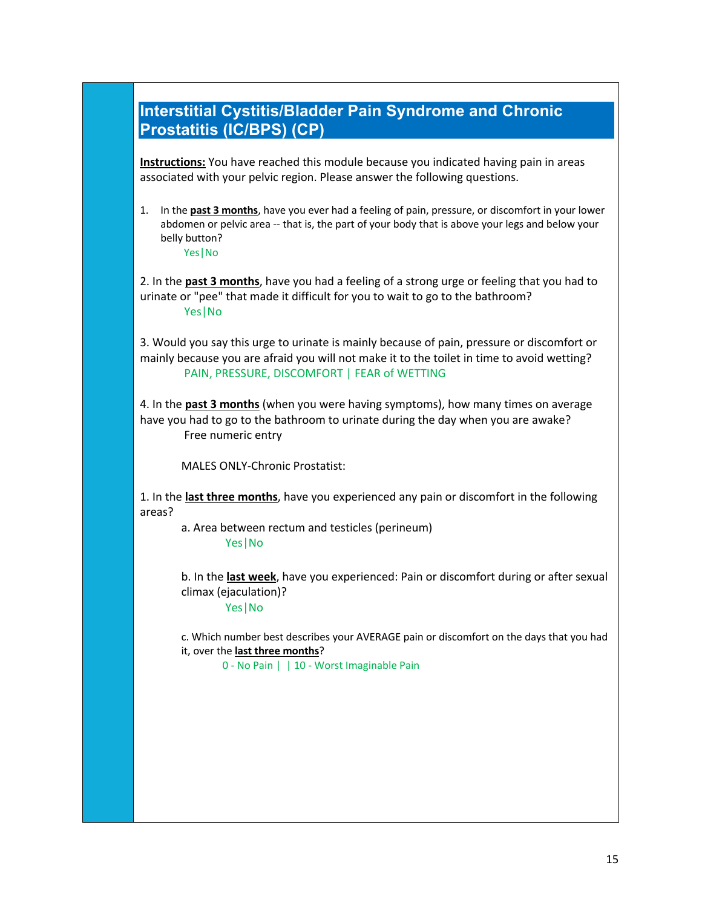## Interstitial Cystitis/Bladder Pain Syndrome and Chronic Prostatitis (IC/BPS) (CP)

**Instructions:** You have reached this module because you indicated having pain in areas associated with your pelvic region. Please answer the following questions.

1. In the **past 3 months**, have you ever had a feeling of pain, pressure, or discomfort in your lower abdomen or pelvic area -- that is, the part of your body that is above your legs and below your belly button?

   Yes|No

2. In the **past 3 months**, have you had a feeling of a strong urge or feeling that you had to urinate or "pee" that made it difficult for you to wait to go to the bathroom?

   Yes|No

3. Would you say this urge to urinate is mainly because of pain, pressure or discomfort or mainly because you are afraid you will not make it to the toilet in time to avoid wetting?

   PAIN, PRESSURE, DISCOMFORT | FEAR of WETTING

4. In the **past 3 months** (when you were having symptoms), how many times on average have you had to go to the bathroom to urinate during the day when you are awake?

   Free numeric entry

MALES ONLY-Chronic Prostatist:

1. In the **last three months**, have you experienced any pain or discomfort in the following areas?

   a. Area between rectum and testicles (perineum)

      Yes|No

   b. In the **last week**, have you experienced: Pain or discomfort during or after sexual climax (ejaculation)?

      Yes|No

   c. Which number best describes your AVERAGE pain or discomfort on the days that you had it, over the **last three months**?

      0 - No Pain | | 10 - Worst Imaginable Pain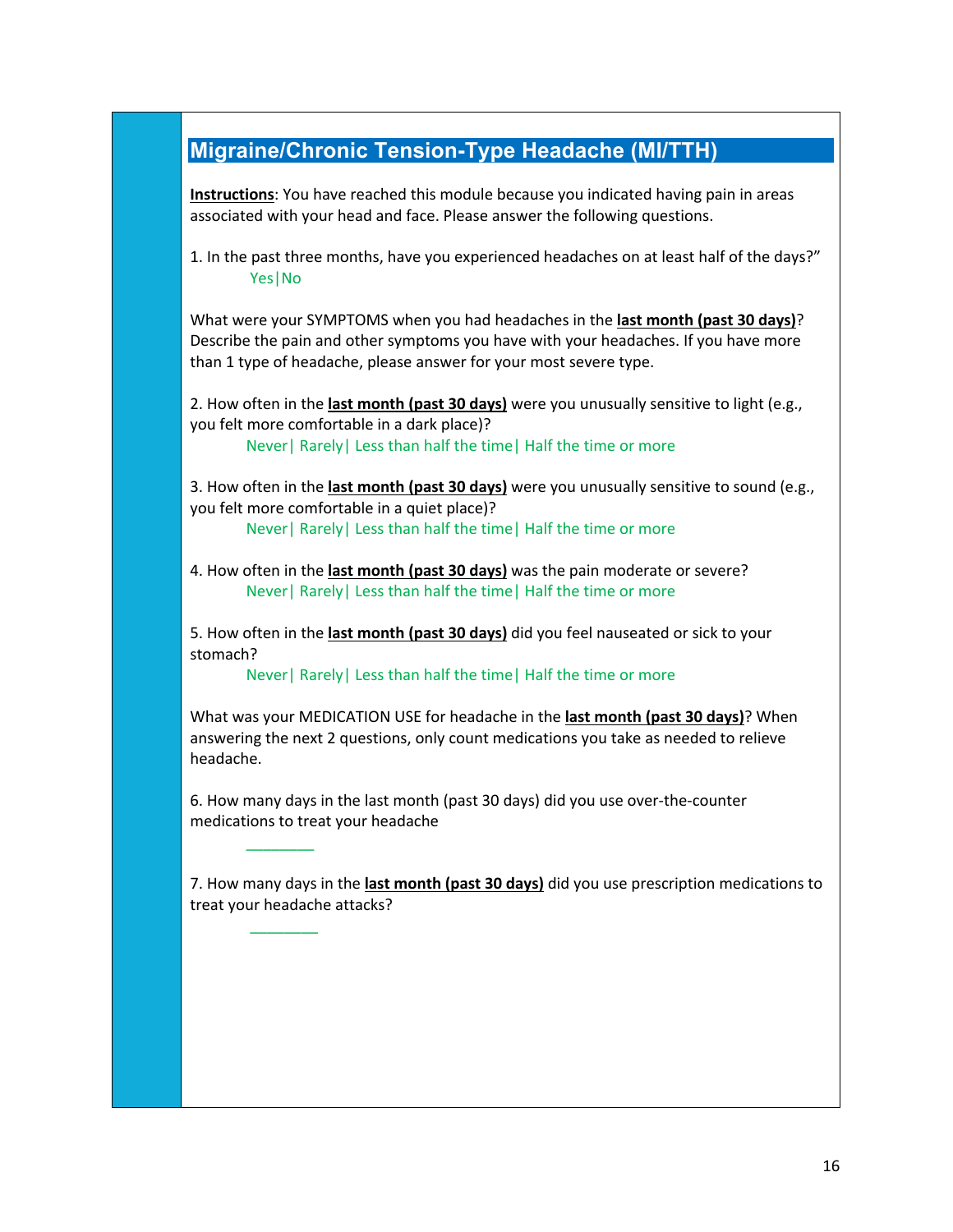## Migraine/Chronic Tension-Type Headache (MI/TTH)

**Instructions**: You have reached this module because you indicated having pain in areas associated with your head and face. Please answer the following questions.

1. In the past three months, have you experienced headaches on at least half of the days?"

   Yes|No

What were your SYMPTOMS when you had headaches in the **last month (past 30 days)**? Describe the pain and other symptoms you have with your headaches. If you have more than 1 type of headache, please answer for your most severe type.

2. How often in the **last month (past 30 days)** were you unusually sensitive to light (e.g., you felt more comfortable in a dark place)?

   Never| Rarely| Less than half the time| Half the time or more

3. How often in the **last month (past 30 days)** were you unusually sensitive to sound (e.g., you felt more comfortable in a quiet place)?

   Never| Rarely| Less than half the time| Half the time or more

4. How often in the **last month (past 30 days)** was the pain moderate or severe?

   Never| Rarely| Less than half the time| Half the time or more

5. How often in the **last month (past 30 days)** did you feel nauseated or sick to your stomach?

   Never| Rarely| Less than half the time| Half the time or more

What was your MEDICATION USE for headache in the **last month (past 30 days)**? When answering the next 2 questions, only count medications you take as needed to relieve headache.

6. How many days in the last month (past 30 days) did you use over-the-counter medications to treat your headache

   ________

7. How many days in the **last month (past 30 days)** did you use prescription medications to treat your headache attacks?

   ________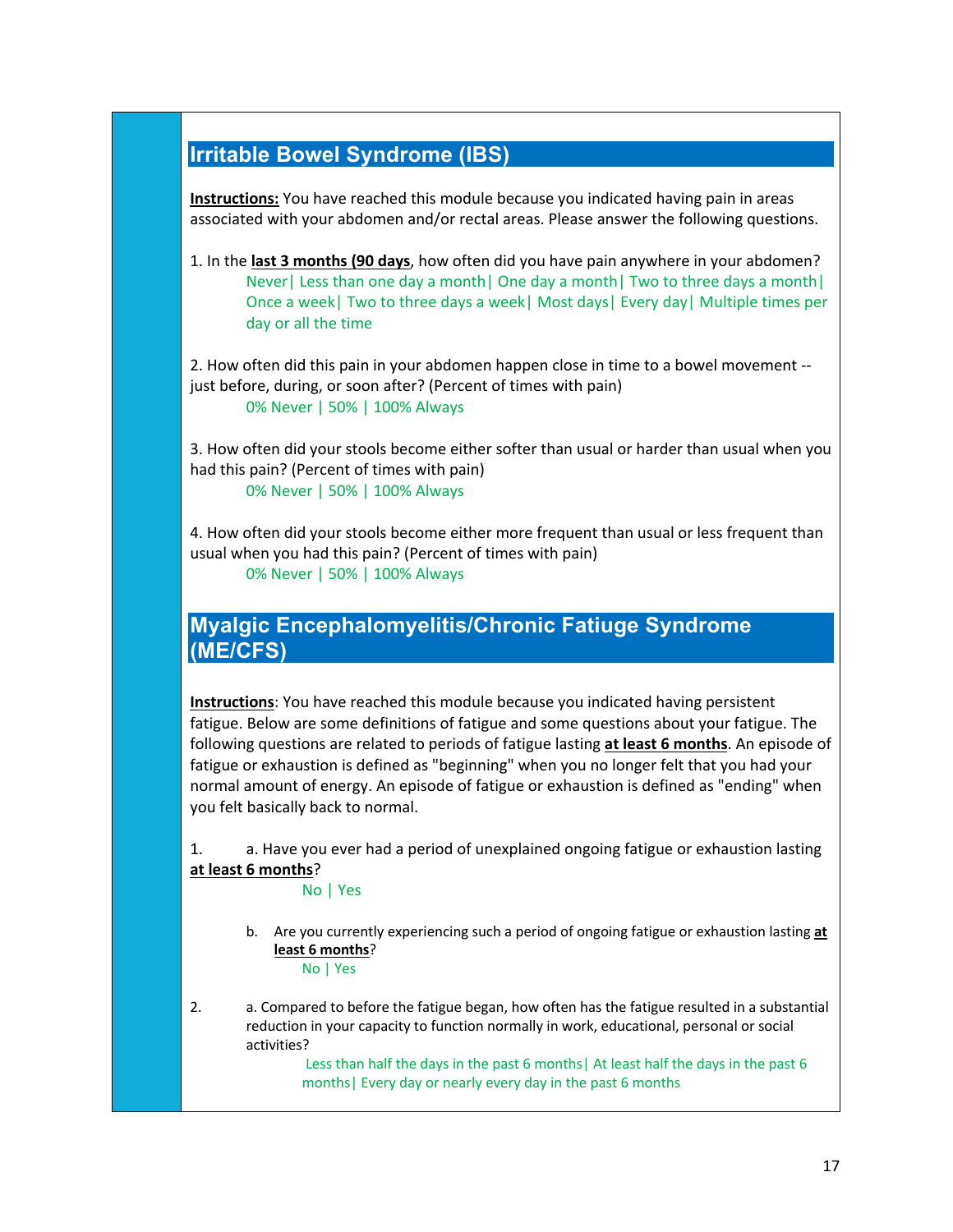## Irritable Bowel Syndrome (IBS)

**Instructions:** You have reached this module because you indicated having pain in areas associated with your abdomen and/or rectal areas. Please answer the following questions.

1. In the **last 3 months (90 days**, how often did you have pain anywhere in your abdomen?
   Never| Less than one day a month| One day a month| Two to three days a month| Once a week| Two to three days a week| Most days| Every day| Multiple times per day or all the time

2. How often did this pain in your abdomen happen close in time to a bowel movement -- just before, during, or soon after? (Percent of times with pain)
   0% Never | 50% | 100% Always

3. How often did your stools become either softer than usual or harder than usual when you had this pain? (Percent of times with pain)
   0% Never | 50% | 100% Always

4. How often did your stools become either more frequent than usual or less frequent than usual when you had this pain? (Percent of times with pain)
   0% Never | 50% | 100% Always

## Myalgic Encephalomyelitis/Chronic Fatiuge Syndrome (ME/CFS)

**Instructions**: You have reached this module because you indicated having persistent fatigue. Below are some definitions of fatigue and some questions about your fatigue. The following questions are related to periods of fatigue lasting **at least 6 months**. An episode of fatigue or exhaustion is defined as "beginning" when you no longer felt that you had your normal amount of energy. An episode of fatigue or exhaustion is defined as "ending" when you felt basically back to normal.

1. a. Have you ever had a period of unexplained ongoing fatigue or exhaustion lasting **at least 6 months**?
   No | Yes

   b. Are you currently experiencing such a period of ongoing fatigue or exhaustion lasting **at least 6 months**?
   No | Yes

2. a. Compared to before the fatigue began, how often has the fatigue resulted in a substantial reduction in your capacity to function normally in work, educational, personal or social activities?
   Less than half the days in the past 6 months| At least half the days in the past 6 months| Every day or nearly every day in the past 6 months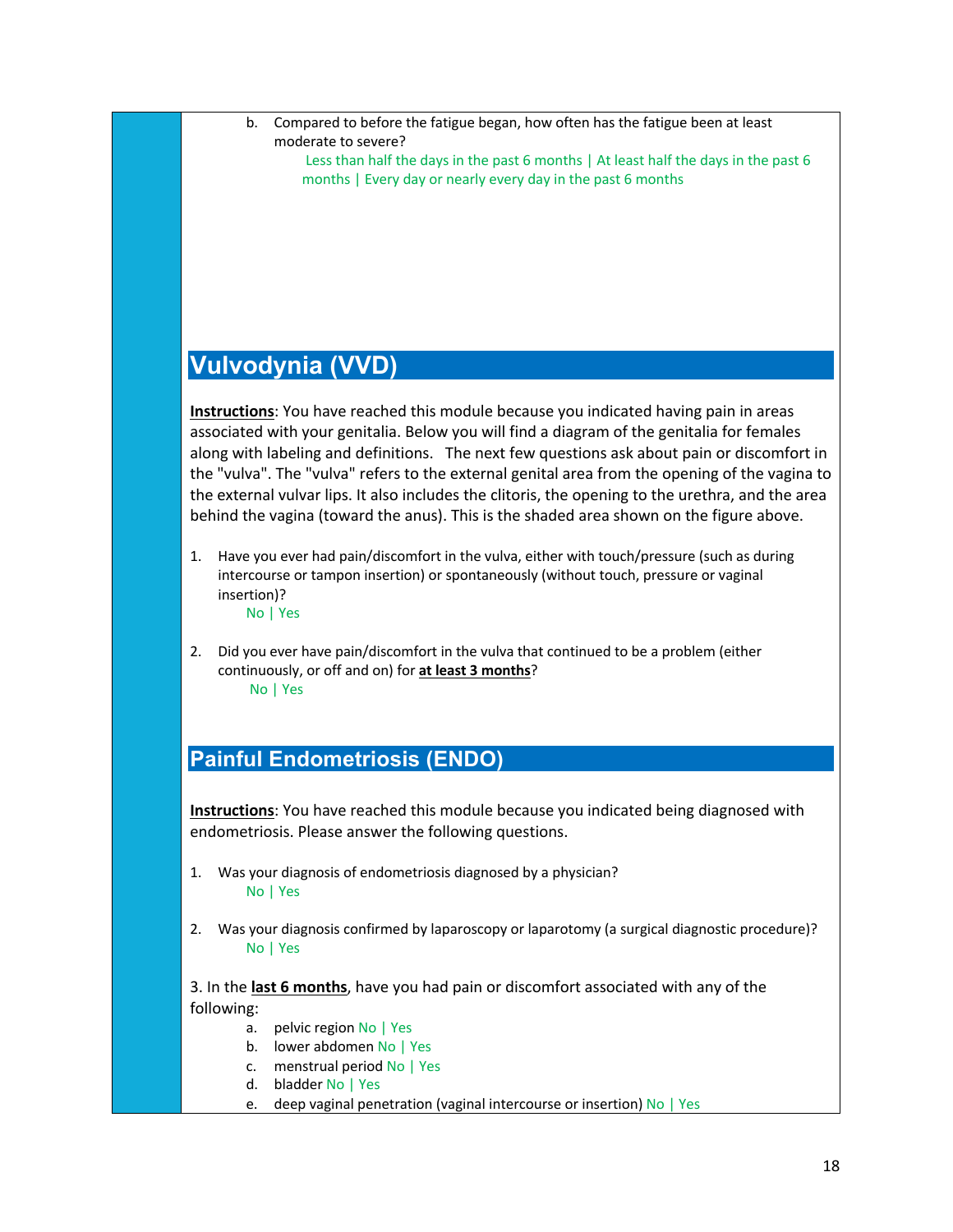b. Compared to before the fatigue began, how often has the fatigue been at least moderate to severe?
   Less than half the days in the past 6 months | At least half the days in the past 6 months | Every day or nearly every day in the past 6 months

## Vulvodynia (VVD)

**Instructions**: You have reached this module because you indicated having pain in areas associated with your genitalia. Below you will find a diagram of the genitalia for females along with labeling and definitions. The next few questions ask about pain or discomfort in the "vulva". The "vulva" refers to the external genital area from the opening of the vagina to the external vulvar lips. It also includes the clitoris, the opening to the urethra, and the area behind the vagina (toward the anus). This is the shaded area shown on the figure above.

1. Have you ever had pain/discomfort in the vulva, either with touch/pressure (such as during intercourse or tampon insertion) or spontaneously (without touch, pressure or vaginal insertion)?
   No | Yes

2. Did you ever have pain/discomfort in the vulva that continued to be a problem (either continuously, or off and on) for **at least 3 months**?
   No | Yes

## Painful Endometriosis (ENDO)

**Instructions**: You have reached this module because you indicated being diagnosed with endometriosis. Please answer the following questions.

1. Was your diagnosis of endometriosis diagnosed by a physician?
   No | Yes

2. Was your diagnosis confirmed by laparoscopy or laparotomy (a surgical diagnostic procedure)?
   No | Yes

3. In the **last 6 months**, have you had pain or discomfort associated with any of the following:
   a. pelvic region No | Yes
   b. lower abdomen No | Yes
   c. menstrual period No | Yes
   d. bladder No | Yes
   e. deep vaginal penetration (vaginal intercourse or insertion) No | Yes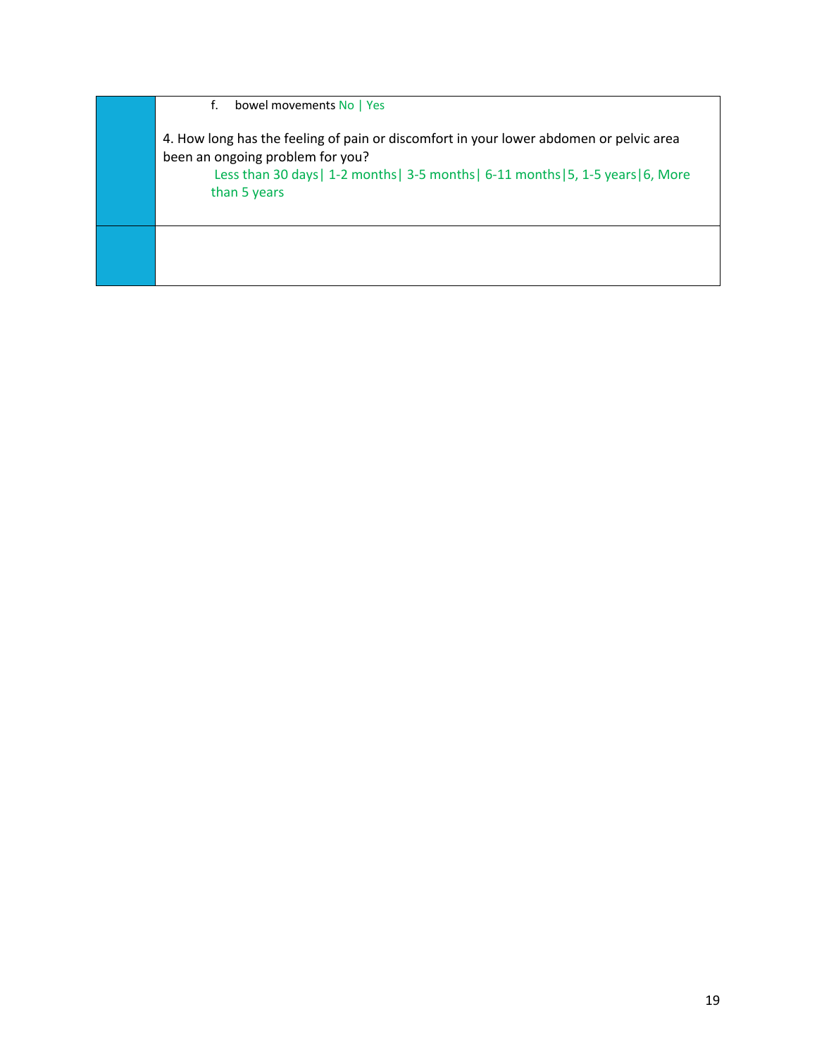| | |
|---|---|
| | f. bowel movements No \| Yes<br><br>4. How long has the feeling of pain or discomfort in your lower abdomen or pelvic area been an ongoing problem for you?<br>Less than 30 days\| 1-2 months\| 3-5 months\| 6-11 months\|5, 1-5 years\|6, More than 5 years |
| | |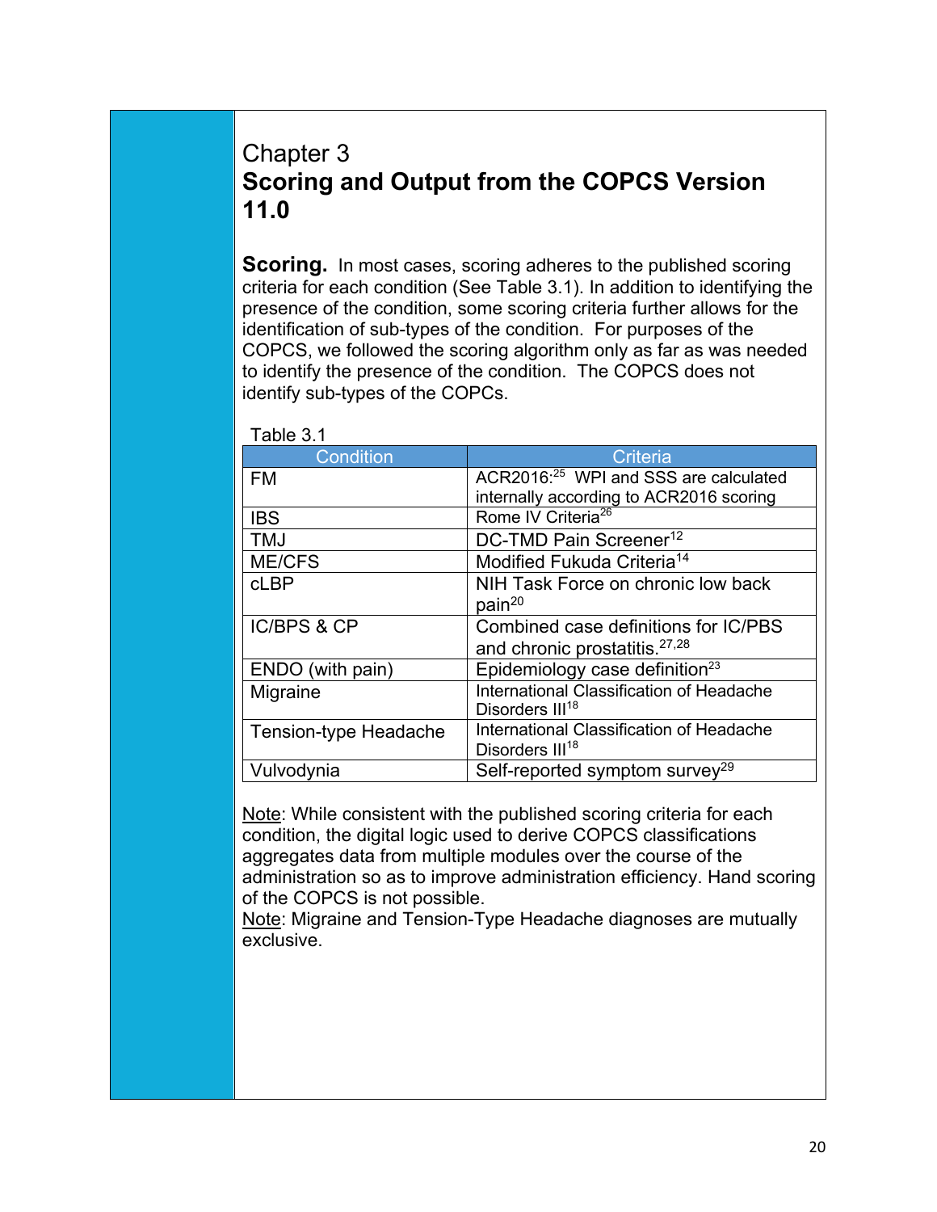Chapter 3

# Scoring and Output from the COPCS Version 11.0

**Scoring.** In most cases, scoring adheres to the published scoring criteria for each condition (See Table 3.1). In addition to identifying the presence of the condition, some scoring criteria further allows for the identification of sub-types of the condition. For purposes of the COPCS, we followed the scoring algorithm only as far as was needed to identify the presence of the condition. The COPCS does not identify sub-types of the COPCs.

Table 3.1

| Condition | Criteria |
|---|---|
| FM | ACR2016:[25] WPI and SSS are calculated internally according to ACR2016 scoring |
| IBS | Rome IV Criteria[26] |
| TMJ | DC-TMD Pain Screener[12] |
| ME/CFS | Modified Fukuda Criteria[14] |
| cLBP | NIH Task Force on chronic low back pain[20] |
| IC/BPS & CP | Combined case definitions for IC/PBS and chronic prostatitis.[27,28] |
| ENDO (with pain) | Epidemiology case definition[23] |
| Migraine | International Classification of Headache Disorders III[18] |
| Tension-type Headache | International Classification of Headache Disorders III[18] |
| Vulvodynia | Self-reported symptom survey[29] |

Note: While consistent with the published scoring criteria for each condition, the digital logic used to derive COPCS classifications aggregates data from multiple modules over the course of the administration so as to improve administration efficiency. Hand scoring of the COPCS is not possible.

Note: Migraine and Tension-Type Headache diagnoses are mutually exclusive.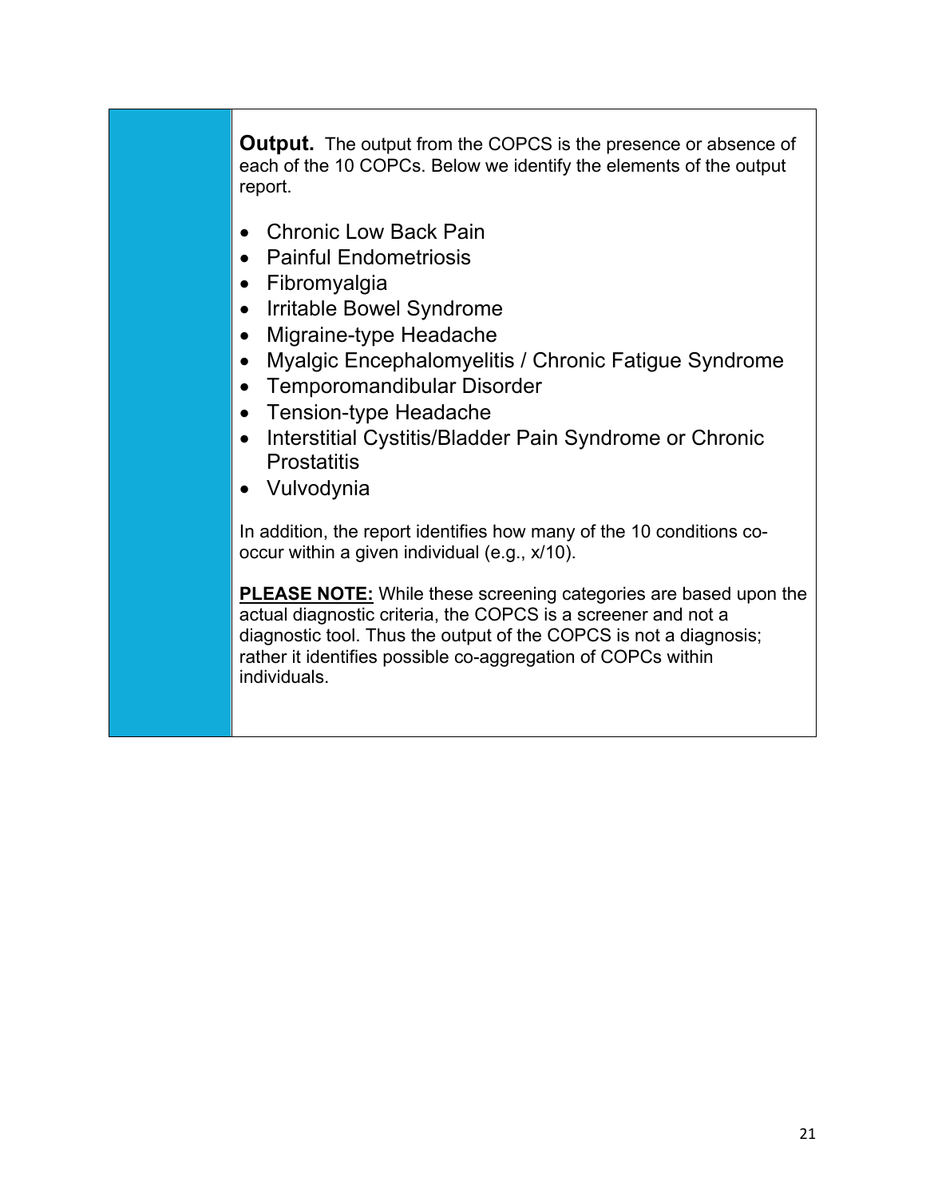**Output.** The output from the COPCS is the presence or absence of each of the 10 COPCs. Below we identify the elements of the output report.

- Chronic Low Back Pain
- Painful Endometriosis
- Fibromyalgia
- Irritable Bowel Syndrome
- Migraine-type Headache
- Myalgic Encephalomyelitis / Chronic Fatigue Syndrome
- Temporomandibular Disorder
- Tension-type Headache
- Interstitial Cystitis/Bladder Pain Syndrome or Chronic Prostatitis
- Vulvodynia

In addition, the report identifies how many of the 10 conditions co-occur within a given individual (e.g., x/10).

**PLEASE NOTE:** While these screening categories are based upon the actual diagnostic criteria, the COPCS is a screener and not a diagnostic tool. Thus the output of the COPCS is not a diagnosis; rather it identifies possible co-aggregation of COPCs within individuals.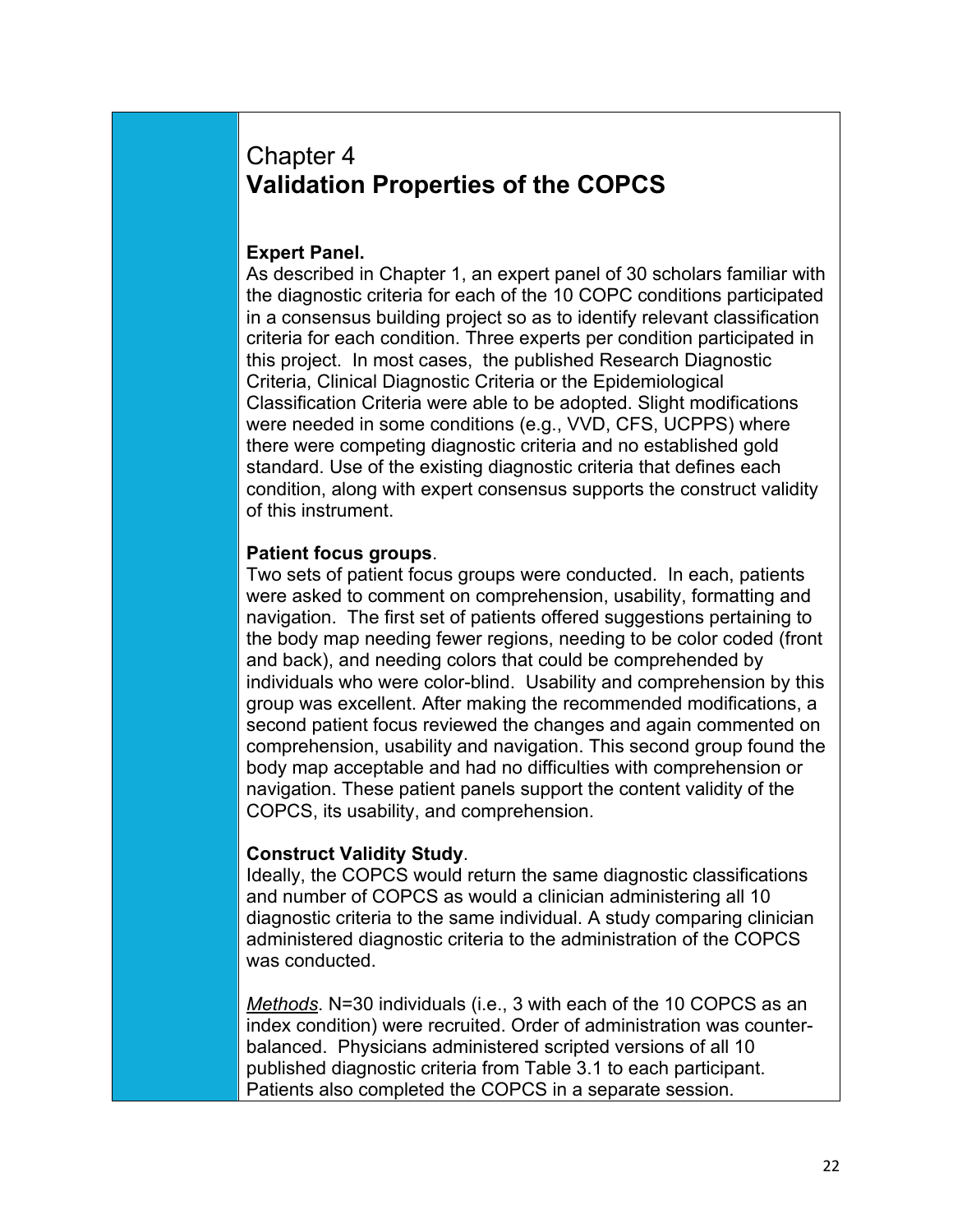# Chapter 4
# **Validation Properties of the COPCS**

**Expert Panel.**
As described in Chapter 1, an expert panel of 30 scholars familiar with the diagnostic criteria for each of the 10 COPC conditions participated in a consensus building project so as to identify relevant classification criteria for each condition. Three experts per condition participated in this project. In most cases, the published Research Diagnostic Criteria, Clinical Diagnostic Criteria or the Epidemiological Classification Criteria were able to be adopted. Slight modifications were needed in some conditions (e.g., VVD, CFS, UCPPS) where there were competing diagnostic criteria and no established gold standard. Use of the existing diagnostic criteria that defines each condition, along with expert consensus supports the construct validity of this instrument.

**Patient focus groups**.
Two sets of patient focus groups were conducted. In each, patients were asked to comment on comprehension, usability, formatting and navigation. The first set of patients offered suggestions pertaining to the body map needing fewer regions, needing to be color coded (front and back), and needing colors that could be comprehended by individuals who were color-blind. Usability and comprehension by this group was excellent. After making the recommended modifications, a second patient focus reviewed the changes and again commented on comprehension, usability and navigation. This second group found the body map acceptable and had no difficulties with comprehension or navigation. These patient panels support the content validity of the COPCS, its usability, and comprehension.

**Construct Validity Study**.
Ideally, the COPCS would return the same diagnostic classifications and number of COPCS as would a clinician administering all 10 diagnostic criteria to the same individual. A study comparing clinician administered diagnostic criteria to the administration of the COPCS was conducted.

*Methods*. N=30 individuals (i.e., 3 with each of the 10 COPCS as an index condition) were recruited. Order of administration was counter-balanced. Physicians administered scripted versions of all 10 published diagnostic criteria from Table 3.1 to each participant. Patients also completed the COPCS in a separate session.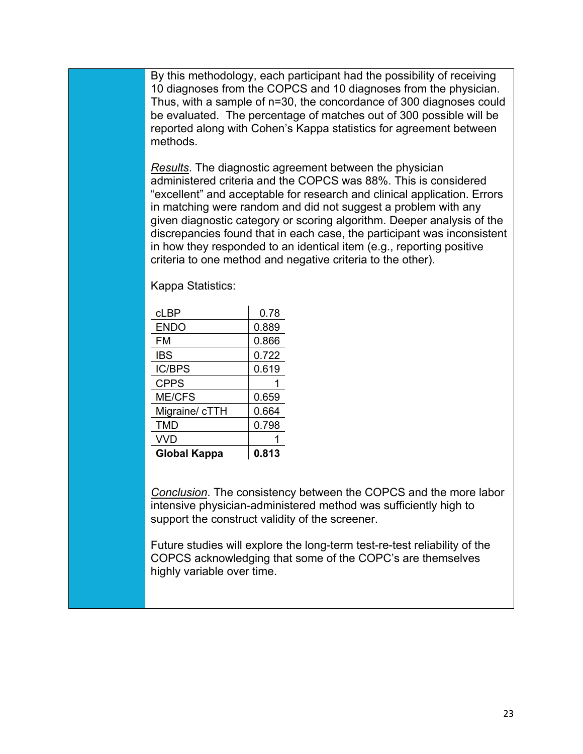By this methodology, each participant had the possibility of receiving 10 diagnoses from the COPCS and 10 diagnoses from the physician. Thus, with a sample of n=30, the concordance of 300 diagnoses could be evaluated. The percentage of matches out of 300 possible will be reported along with Cohen's Kappa statistics for agreement between methods.

*Results*. The diagnostic agreement between the physician administered criteria and the COPCS was 88%. This is considered "excellent" and acceptable for research and clinical application. Errors in matching were random and did not suggest a problem with any given diagnostic category or scoring algorithm. Deeper analysis of the discrepancies found that in each case, the participant was inconsistent in how they responded to an identical item (e.g., reporting positive criteria to one method and negative criteria to the other).

Kappa Statistics:

| | |
|---|---|
| cLBP | 0.78 |
| ENDO | 0.889 |
| FM | 0.866 |
| IBS | 0.722 |
| IC/BPS | 0.619 |
| CPPS | 1 |
| ME/CFS | 0.659 |
| Migraine/ cTTH | 0.664 |
| TMD | 0.798 |
| VVD | 1 |
| **Global Kappa** | **0.813** |

*Conclusion*. The consistency between the COPCS and the more labor intensive physician-administered method was sufficiently high to support the construct validity of the screener.

Future studies will explore the long-term test-re-test reliability of the COPCS acknowledging that some of the COPC's are themselves highly variable over time.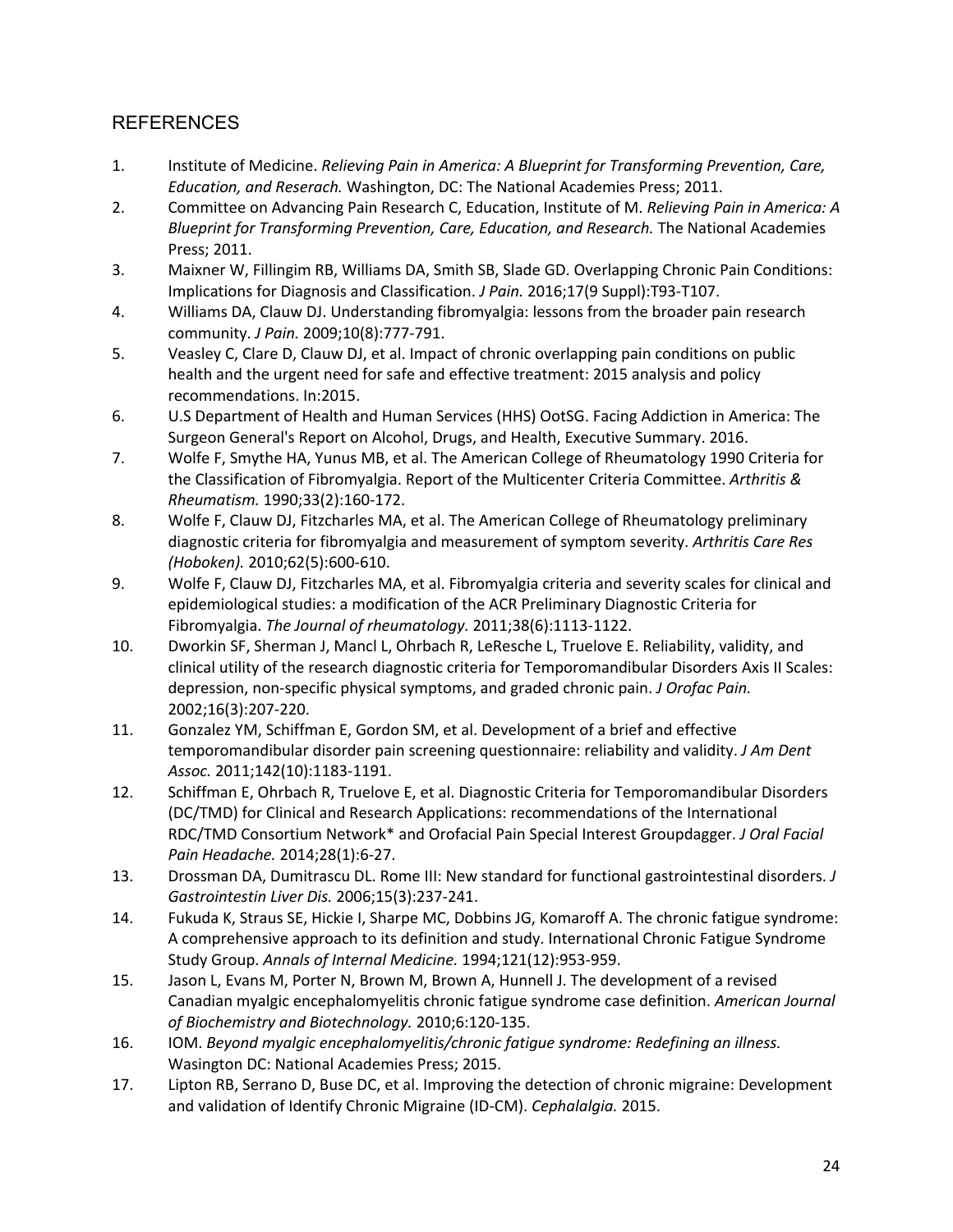## REFERENCES

1. Institute of Medicine. *Relieving Pain in America: A Blueprint for Transforming Prevention, Care, Education, and Reserach.* Washington, DC: The National Academies Press; 2011.
2. Committee on Advancing Pain Research C, Education, Institute of M. *Relieving Pain in America: A Blueprint for Transforming Prevention, Care, Education, and Research.* The National Academies Press; 2011.
3. Maixner W, Fillingim RB, Williams DA, Smith SB, Slade GD. Overlapping Chronic Pain Conditions: Implications for Diagnosis and Classification. *J Pain.* 2016;17(9 Suppl):T93-T107.
4. Williams DA, Clauw DJ. Understanding fibromyalgia: lessons from the broader pain research community. *J Pain.* 2009;10(8):777-791.
5. Veasley C, Clare D, Clauw DJ, et al. Impact of chronic overlapping pain conditions on public health and the urgent need for safe and effective treatment: 2015 analysis and policy recommendations. In:2015.
6. U.S Department of Health and Human Services (HHS) OotSG. Facing Addiction in America: The Surgeon General's Report on Alcohol, Drugs, and Health, Executive Summary. 2016.
7. Wolfe F, Smythe HA, Yunus MB, et al. The American College of Rheumatology 1990 Criteria for the Classification of Fibromyalgia. Report of the Multicenter Criteria Committee. *Arthritis & Rheumatism.* 1990;33(2):160-172.
8. Wolfe F, Clauw DJ, Fitzcharles MA, et al. The American College of Rheumatology preliminary diagnostic criteria for fibromyalgia and measurement of symptom severity. *Arthritis Care Res (Hoboken).* 2010;62(5):600-610.
9. Wolfe F, Clauw DJ, Fitzcharles MA, et al. Fibromyalgia criteria and severity scales for clinical and epidemiological studies: a modification of the ACR Preliminary Diagnostic Criteria for Fibromyalgia. *The Journal of rheumatology.* 2011;38(6):1113-1122.
10. Dworkin SF, Sherman J, Mancl L, Ohrbach R, LeResche L, Truelove E. Reliability, validity, and clinical utility of the research diagnostic criteria for Temporomandibular Disorders Axis II Scales: depression, non-specific physical symptoms, and graded chronic pain. *J Orofac Pain.* 2002;16(3):207-220.
11. Gonzalez YM, Schiffman E, Gordon SM, et al. Development of a brief and effective temporomandibular disorder pain screening questionnaire: reliability and validity. *J Am Dent Assoc.* 2011;142(10):1183-1191.
12. Schiffman E, Ohrbach R, Truelove E, et al. Diagnostic Criteria for Temporomandibular Disorders (DC/TMD) for Clinical and Research Applications: recommendations of the International RDC/TMD Consortium Network* and Orofacial Pain Special Interest Groupdagger. *J Oral Facial Pain Headache.* 2014;28(1):6-27.
13. Drossman DA, Dumitrascu DL. Rome III: New standard for functional gastrointestinal disorders. *J Gastrointestin Liver Dis.* 2006;15(3):237-241.
14. Fukuda K, Straus SE, Hickie I, Sharpe MC, Dobbins JG, Komaroff A. The chronic fatigue syndrome: A comprehensive approach to its definition and study. International Chronic Fatigue Syndrome Study Group. *Annals of Internal Medicine.* 1994;121(12):953-959.
15. Jason L, Evans M, Porter N, Brown M, Brown A, Hunnell J. The development of a revised Canadian myalgic encephalomyelitis chronic fatigue syndrome case definition. *American Journal of Biochemistry and Biotechnology.* 2010;6:120-135.
16. IOM. *Beyond myalgic encephalomyelitis/chronic fatigue syndrome: Redefining an illness.* Wasington DC: National Academies Press; 2015.
17. Lipton RB, Serrano D, Buse DC, et al. Improving the detection of chronic migraine: Development and validation of Identify Chronic Migraine (ID-CM). *Cephalalgia.* 2015.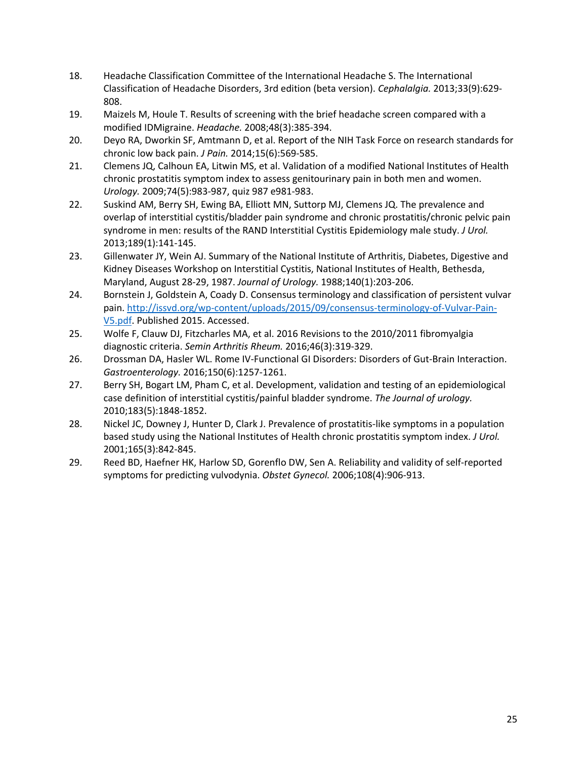18. Headache Classification Committee of the International Headache S. The International Classification of Headache Disorders, 3rd edition (beta version). *Cephalalgia.* 2013;33(9):629-808.
19. Maizels M, Houle T. Results of screening with the brief headache screen compared with a modified IDMigraine. *Headache.* 2008;48(3):385-394.
20. Deyo RA, Dworkin SF, Amtmann D, et al. Report of the NIH Task Force on research standards for chronic low back pain. *J Pain.* 2014;15(6):569-585.
21. Clemens JQ, Calhoun EA, Litwin MS, et al. Validation of a modified National Institutes of Health chronic prostatitis symptom index to assess genitourinary pain in both men and women. *Urology.* 2009;74(5):983-987, quiz 987 e981-983.
22. Suskind AM, Berry SH, Ewing BA, Elliott MN, Suttorp MJ, Clemens JQ. The prevalence and overlap of interstitial cystitis/bladder pain syndrome and chronic prostatitis/chronic pelvic pain syndrome in men: results of the RAND Interstitial Cystitis Epidemiology male study. *J Urol.* 2013;189(1):141-145.
23. Gillenwater JY, Wein AJ. Summary of the National Institute of Arthritis, Diabetes, Digestive and Kidney Diseases Workshop on Interstitial Cystitis, National Institutes of Health, Bethesda, Maryland, August 28-29, 1987. *Journal of Urology.* 1988;140(1):203-206.
24. Bornstein J, Goldstein A, Coady D. Consensus terminology and classification of persistent vulvar pain. [http://issvd.org/wp-content/uploads/2015/09/consensus-terminology-of-Vulvar-Pain-V5.pdf](http://issvd.org/wp-content/uploads/2015/09/consensus-terminology-of-Vulvar-Pain-V5.pdf). Published 2015. Accessed.
25. Wolfe F, Clauw DJ, Fitzcharles MA, et al. 2016 Revisions to the 2010/2011 fibromyalgia diagnostic criteria. *Semin Arthritis Rheum.* 2016;46(3):319-329.
26. Drossman DA, Hasler WL. Rome IV-Functional GI Disorders: Disorders of Gut-Brain Interaction. *Gastroenterology.* 2016;150(6):1257-1261.
27. Berry SH, Bogart LM, Pham C, et al. Development, validation and testing of an epidemiological case definition of interstitial cystitis/painful bladder syndrome. *The Journal of urology.* 2010;183(5):1848-1852.
28. Nickel JC, Downey J, Hunter D, Clark J. Prevalence of prostatitis-like symptoms in a population based study using the National Institutes of Health chronic prostatitis symptom index. *J Urol.* 2001;165(3):842-845.
29. Reed BD, Haefner HK, Harlow SD, Gorenflo DW, Sen A. Reliability and validity of self-reported symptoms for predicting vulvodynia. *Obstet Gynecol.* 2006;108(4):906-913.